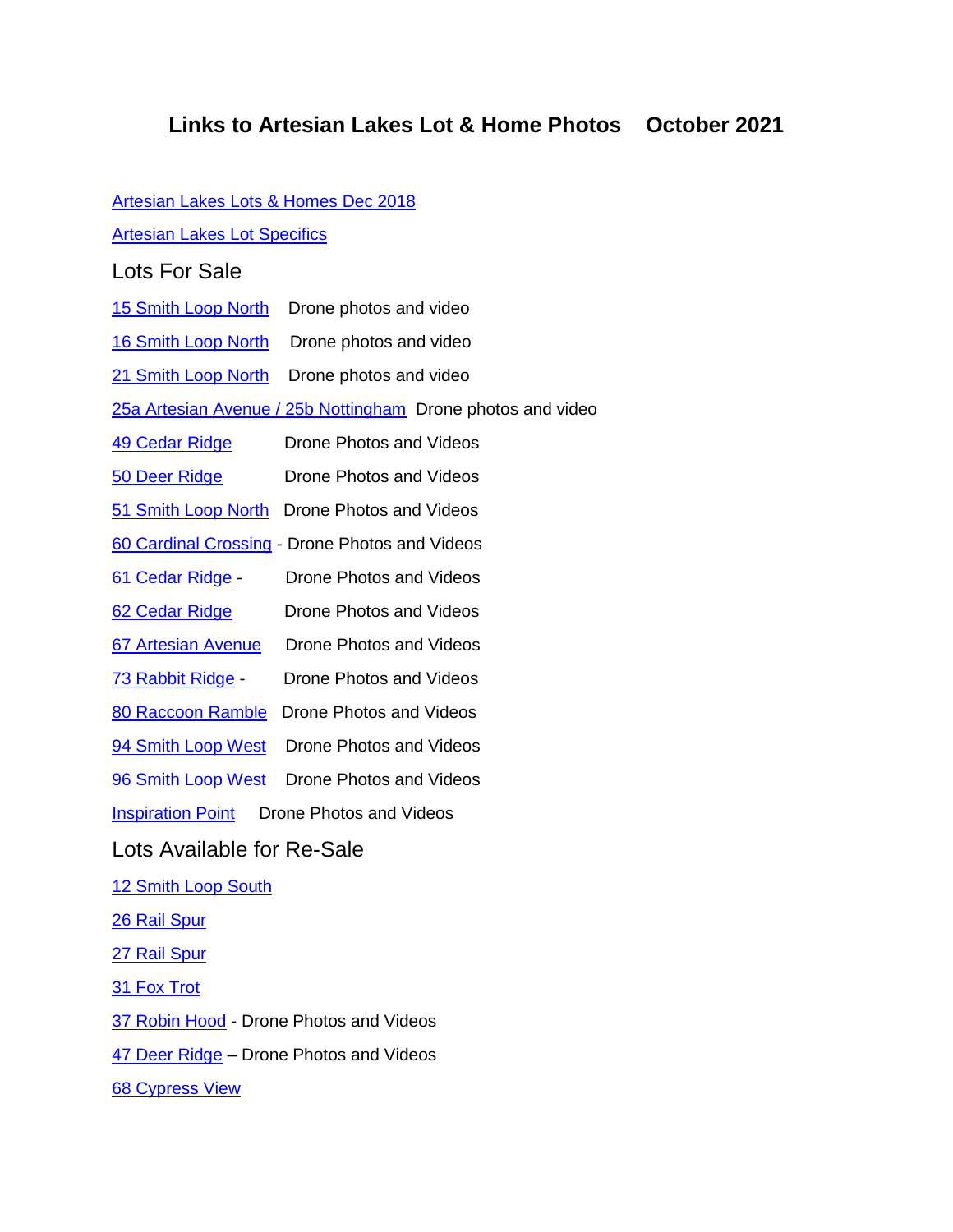# Links to Artesian Lakes Lot & Home Photos    October 2021

Artesian Lakes Lots & Homes Dec 2018

Artesian Lakes Lot Specifics

## Lots For Sale

15 Smith Loop North    Drone photos and video

16 Smith Loop North    Drone photos and video

21 Smith Loop North    Drone photos and video

25a Artesian Avenue / 25b Nottingham  Drone photos and video

49 Cedar Ridge    Drone Photos and Videos

50 Deer Ridge    Drone Photos and Videos

51 Smith Loop North    Drone Photos and Videos

60 Cardinal Crossing - Drone Photos and Videos

61 Cedar Ridge -    Drone Photos and Videos

62 Cedar Ridge    Drone Photos and Videos

67 Artesian Avenue    Drone Photos and Videos

73 Rabbit Ridge -    Drone Photos and Videos

80 Raccoon Ramble    Drone Photos and Videos

94 Smith Loop West    Drone Photos and Videos

96 Smith Loop West    Drone Photos and Videos

Inspiration Point    Drone Photos and Videos

## Lots Available for Re-Sale

12 Smith Loop South

26 Rail Spur

27 Rail Spur

31 Fox Trot

37 Robin Hood - Drone Photos and Videos

47 Deer Ridge – Drone Photos and Videos

68 Cypress View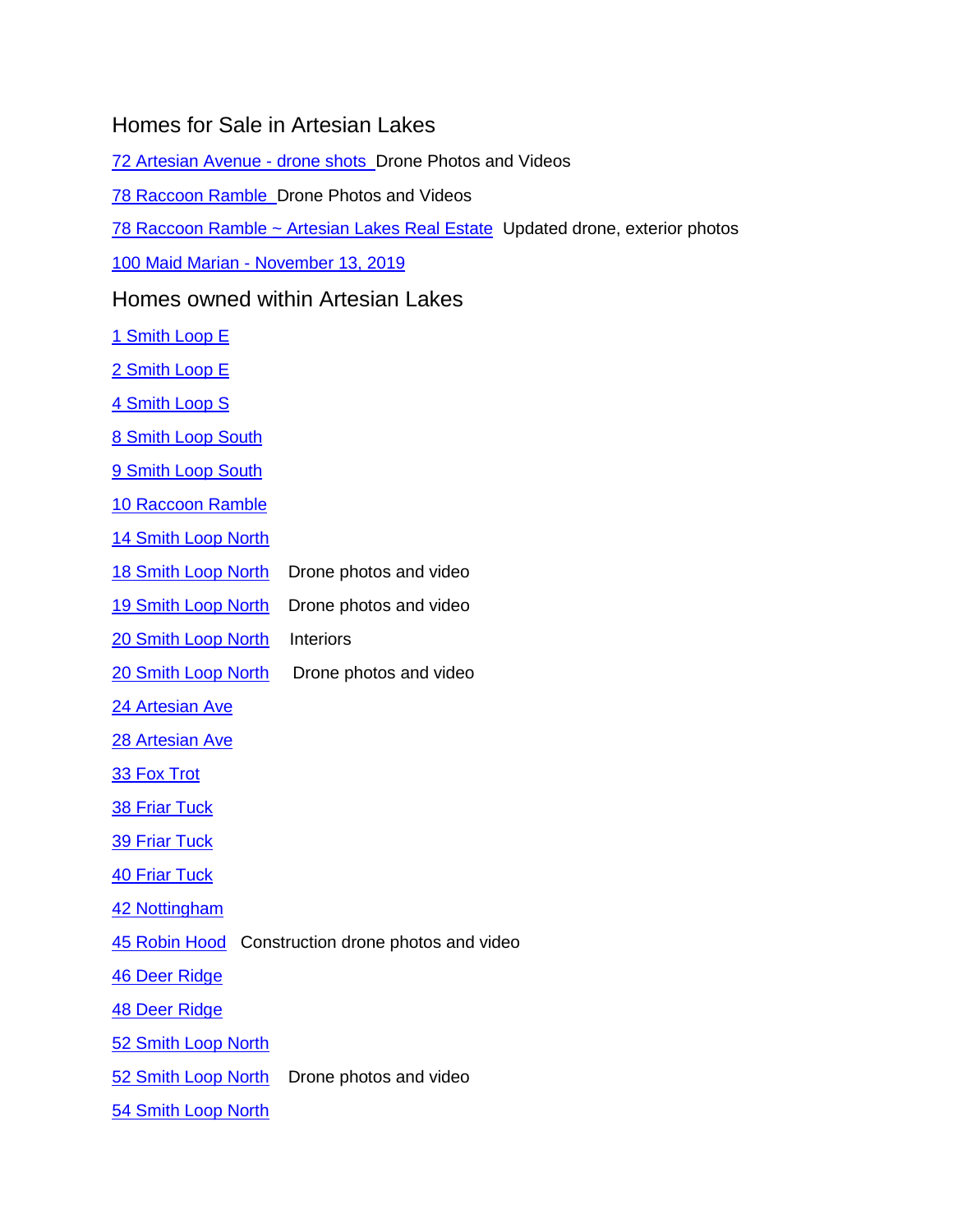## Homes for Sale in Artesian Lakes

72 Artesian Avenue - drone shots Drone Photos and Videos

78 Raccoon Ramble Drone Photos and Videos

78 Raccoon Ramble ~ Artesian Lakes Real Estate Updated drone, exterior photos

100 Maid Marian - November 13, 2019

## Homes owned within Artesian Lakes

1 Smith Loop E

2 Smith Loop E

4 Smith Loop S

8 Smith Loop South

9 Smith Loop South

10 Raccoon Ramble

14 Smith Loop North

18 Smith Loop North Drone photos and video

19 Smith Loop North Drone photos and video

20 Smith Loop North Interiors

20 Smith Loop North Drone photos and video

24 Artesian Ave

28 Artesian Ave

33 Fox Trot

38 Friar Tuck

39 Friar Tuck

40 Friar Tuck

42 Nottingham

45 Robin Hood Construction drone photos and video

46 Deer Ridge

48 Deer Ridge

52 Smith Loop North

52 Smith Loop North Drone photos and video

54 Smith Loop North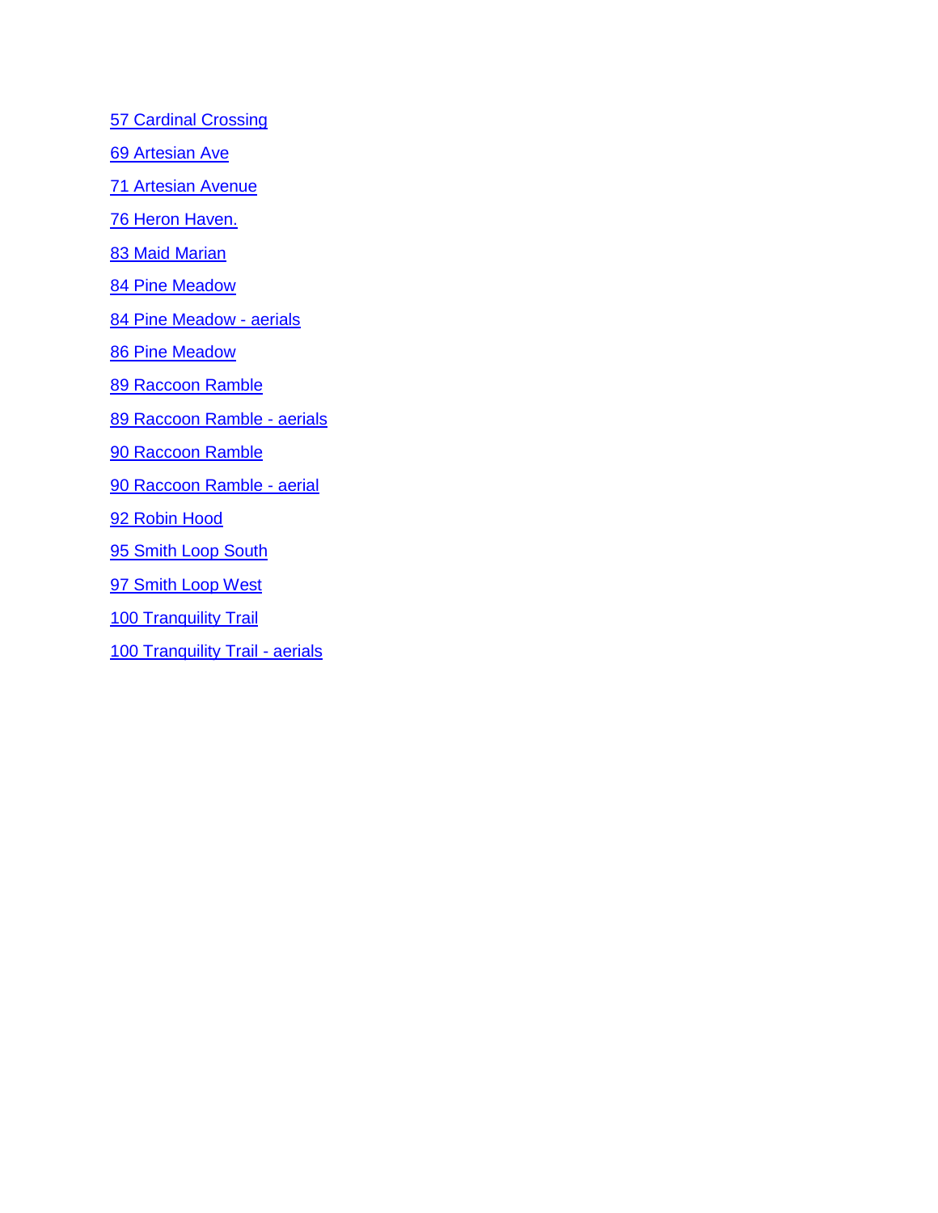57 Cardinal Crossing

69 Artesian Ave

71 Artesian Avenue

76 Heron Haven.

83 Maid Marian

84 Pine Meadow

84 Pine Meadow - aerials

86 Pine Meadow

89 Raccoon Ramble

89 Raccoon Ramble - aerials

90 Raccoon Ramble

90 Raccoon Ramble - aerial

92 Robin Hood

95 Smith Loop South

97 Smith Loop West

100 Tranquility Trail

100 Tranquility Trail - aerials